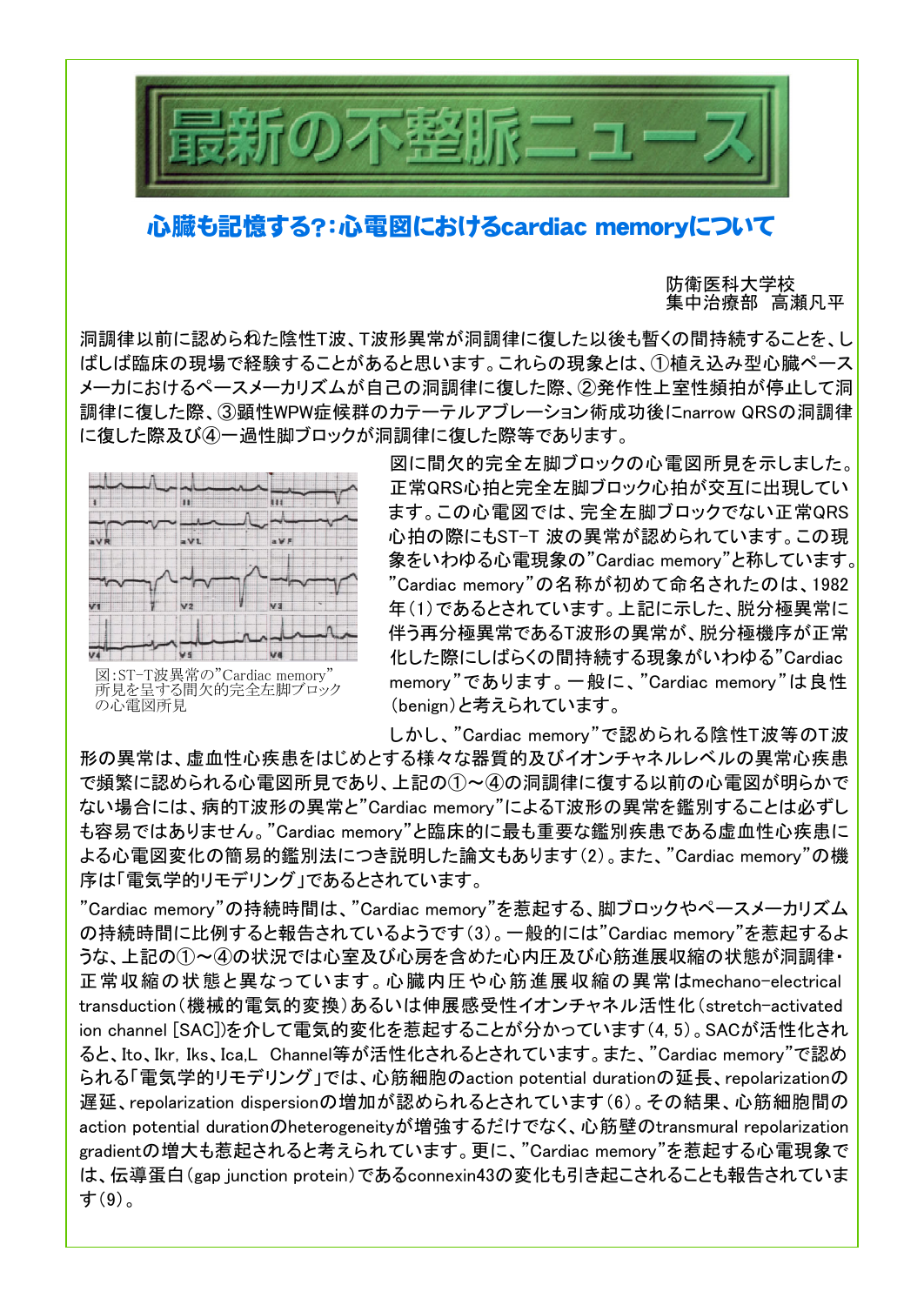# 最新の不整脈ニュース

## 心臓も記憶する?:心電図におけるcardiac memoryについて

防衛医科大学校
集中治療部　高瀬凡平

洞調律以前に認められた陰性T波、T波形異常が洞調律に復した以後も暫くの間持続することを、しばしば臨床の現場で経験することがあると思います。これらの現象とは、①植え込み型心臓ペースメーカにおけるペースメーカリズムが自己の洞調律に復した際、②発作性上室性頻拍が停止して洞調律に復した際、③顕性WPW症候群のカテーテルアブレーション術成功後にnarrow QRSの洞調律に復した際及び④一過性脚ブロックが洞調律に復した際等であります。

図：ST-T波異常の"Cardiac memory"所見を呈する間欠的完全左脚ブロックの心電図所見

図に間欠的完全左脚ブロックの心電図所見を示しました。正常QRS心拍と完全左脚ブロック心拍が交互に出現しています。この心電図では、完全左脚ブロックでない正常QRS心拍の際にもST-T 波の異常が認められています。この現象をいわゆる心電現象の"Cardiac memory"と称しています。"Cardiac memory"の名称が初めて命名されたのは、1982年(1)であるとされています。上記に示した、脱分極異常に伴う再分極異常であるT波形の異常が、脱分極機序が正常化した際にしばらくの間持続する現象がいわゆる"Cardiac memory"であります。一般に、"Cardiac memory"は良性(benign)と考えられています。

しかし、"Cardiac memory"で認められる陰性T波等のT波形の異常は、虚血性心疾患をはじめとする様々な器質的及びイオンチャネルレベルの異常心疾患で頻繁に認められる心電図所見であり、上記の①～④の洞調律に復する以前の心電図が明らかでない場合には、病的T波形の異常と"Cardiac memory"によるT波形の異常を鑑別することは必ずしも容易ではありません。"Cardiac memory"と臨床的に最も重要な鑑別疾患である虚血性心疾患による心電図変化の簡易的鑑別法につき説明した論文もあります(2)。また、"Cardiac memory"の機序は「電気学的リモデリング」であるとされています。

"Cardiac memory"の持続時間は、"Cardiac memory"を惹起する、脚ブロックやペースメーカリズムの持続時間に比例すると報告されているようです(3)。一般的には"Cardiac memory"を惹起するような、上記の①～④の状況では心室及び心房を含めた心内圧及び心筋進展収縮の状態が洞調律・正常収縮の状態と異なっています。心臓内圧や心筋進展収縮の異常はmechano-electrical transduction(機械的電気的変換)あるいは伸展感受性イオンチャネル活性化(stretch-activated ion channel [SAC])を介して電気的変化を惹起することが分かっています(4, 5)。SACが活性化されると、Ito、Ikr, Iks、Ica,L　Channel等が活性化されるとされています。また、"Cardiac memory"で認められる「電気学的リモデリング」では、心筋細胞のaction potential durationの延長、repolarizationの遅延、repolarization dispersionの増加が認められるとされています(6)。その結果、心筋細胞間のaction potential durationのheterogeneityが増強するだけでなく、心筋壁のtransmural repolarization gradientの増大も惹起されると考えられています。更に、"Cardiac memory"を惹起する心電現象では、伝導蛋白(gap junction protein)であるconnexin43の変化も引き起こされることも報告されています(9)。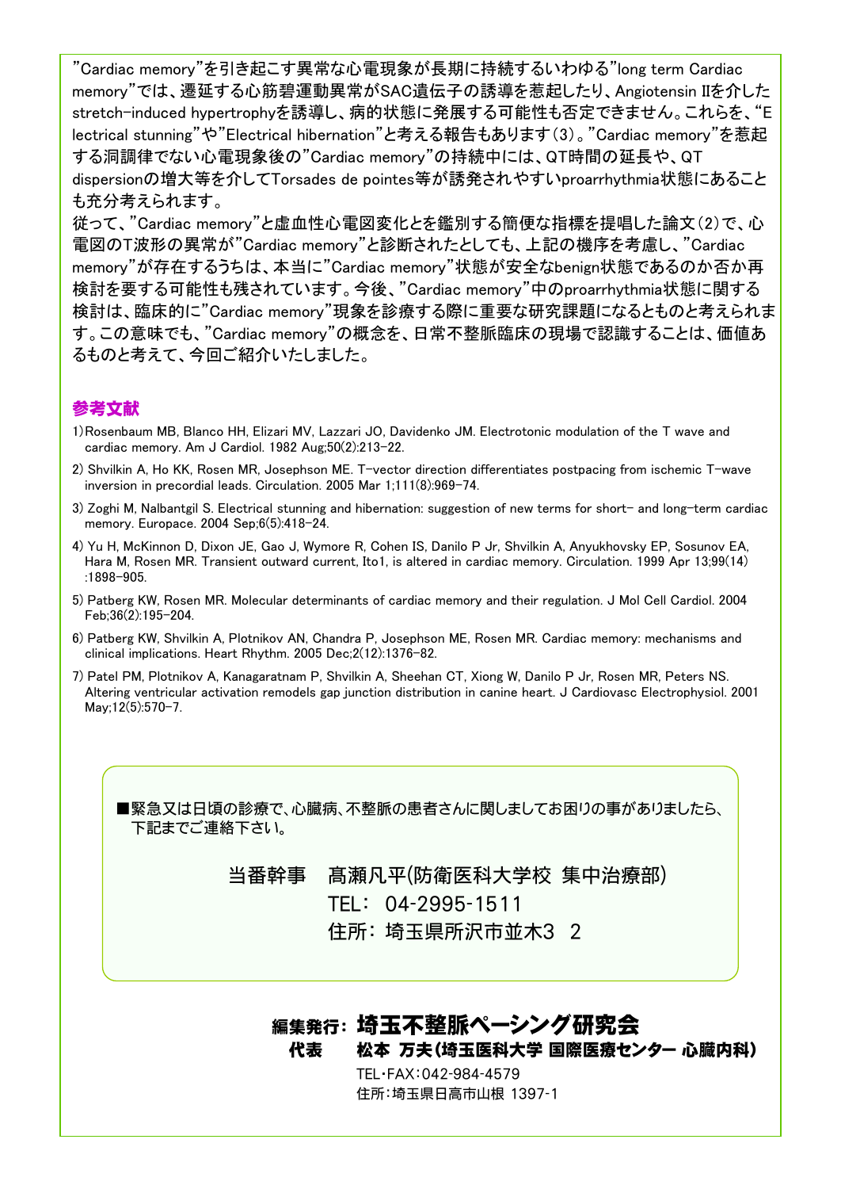”Cardiac memory”を引き起こす異常な心電現象が長期に持続するいわゆる”long term Cardiac memory”では、遷延する心筋碧運動異常がSAC遺伝子の誘導を惹起したり、Angiotensin IIを介したstretch-induced hypertrophyを誘導し、病的状態に発展する可能性も否定できません。これらを、“Electrical stunning”や”Electrical hibernation”と考える報告もあります(3)。”Cardiac memory”を惹起する洞調律でない心電現象後の”Cardiac memory”の持続中には、QT時間の延長や、QT dispersionの増大等を介してTorsades de pointes等が誘発されやすいproarrhythmia状態にあることも充分考えられます。

従って、”Cardiac memory”と虚血性心電図変化とを鑑別する簡便な指標を提唱した論文(2)で、心電図のT波形の異常が”Cardiac memory”と診断されたとしても、上記の機序を考慮し、”Cardiac memory”が存在するうちは、本当に”Cardiac memory”状態が安全なbenign状態であるのか否か再検討を要する可能性も残されています。今後、”Cardiac memory”中のproarrhythmia状態に関する検討は、臨床的に”Cardiac memory”現象を診療する際に重要な研究課題になるとものと考えられます。この意味でも、”Cardiac memory”の概念を、日常不整脈臨床の現場で認識することは、価値あるものと考えて、今回ご紹介いたしました。

## 参考文献

1) Rosenbaum MB, Blanco HH, Elizari MV, Lazzari JO, Davidenko JM. Electrotonic modulation of the T wave and cardiac memory. Am J Cardiol. 1982 Aug;50(2):213-22.

2) Shvilkin A, Ho KK, Rosen MR, Josephson ME. T-vector direction differentiates postpacing from ischemic T-wave inversion in precordial leads. Circulation. 2005 Mar 1;111(8):969-74.

3) Zoghi M, Nalbantgil S. Electrical stunning and hibernation: suggestion of new terms for short- and long-term cardiac memory. Europace. 2004 Sep;6(5):418-24.

4) Yu H, McKinnon D, Dixon JE, Gao J, Wymore R, Cohen IS, Danilo P Jr, Shvilkin A, Anyukhovsky EP, Sosunov EA, Hara M, Rosen MR. Transient outward current, Ito1, is altered in cardiac memory. Circulation. 1999 Apr 13;99(14):1898-905.

5) Patberg KW, Rosen MR. Molecular determinants of cardiac memory and their regulation. J Mol Cell Cardiol. 2004 Feb;36(2):195-204.

6) Patberg KW, Shvilkin A, Plotnikov AN, Chandra P, Josephson ME, Rosen MR. Cardiac memory: mechanisms and clinical implications. Heart Rhythm. 2005 Dec;2(12):1376-82.

7) Patel PM, Plotnikov A, Kanagaratnam P, Shvilkin A, Sheehan CT, Xiong W, Danilo P Jr, Rosen MR, Peters NS. Altering ventricular activation remodels gap junction distribution in canine heart. J Cardiovasc Electrophysiol. 2001 May;12(5):570-7.

■緊急又は日頃の診療で、心臓病、不整脈の患者さんに関しましてお困りの事がありましたら、下記までご連絡下さい。

当番幹事　髙瀬凡平(防衛医科大学校 集中治療部)
TEL： 04-2995-1511
住所：埼玉県所沢市並木3　2

**編集発行：埼玉不整脈ペーシング研究会**
**代表　松本 万夫(埼玉医科大学 国際医療センター 心臓内科)**
TEL･FAX：042-984-4579
住所：埼玉県日高市山根 1397-1